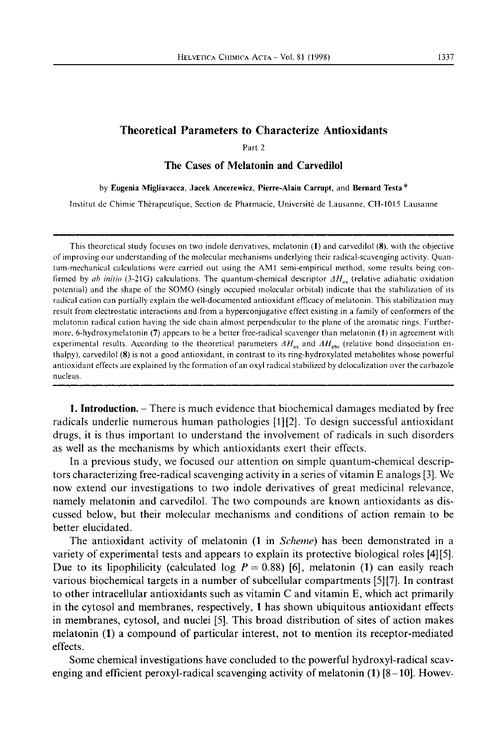# Theoretical Parameters to Characterize Antioxidants

Part 2

## The Cases of Melatonin and Carvedilol

by **Eugenia Migliavacca, Jacek Ancerewicz, Pierre-Alain Carrupt**, and **Bernard Testa***

Institut de Chimie Thérapeutique, Section de Pharmacie, Université de Lausanne, CH-1015 Lausanne

This theoretical study focuses on two indole derivatives, melatonin (**1**) and carvedilol (**8**), with the objective of improving our understanding of the molecular mechanisms underlying their radical-scavenging activity. Quantum-mechanical calculations were carried out using the AM1 semi-empirical method, some results being confirmed by *ab initio* (3-21G) calculations. The quantum-chemical descriptor $\Delta H_{ox}$ (relative adiabatic oxidation potential) and the shape of the SOMO (singly occupied molecular orbital) indicate that the stabilization of its radical cation can partially explain the well-documented antioxidant efficacy of melatonin. This stabilization may result from electrostatic interactions and from a hyperconjugative effect existing in a family of conformers of the melatonin radical cation having the side chain almost perpendicular to the plane of the aromatic rings. Furthermore, 6-hydroxymelatonin (**7**) appears to be a better free-radical scavenger than melatonin (**1**) in agreement with experimental results. According to the theoretical parameters $\Delta H_{ox}$ and $\Delta H_{abs}$ (relative bond dissociation enthalpy), carvedilol (**8**) is not a good antioxidant, in contrast to its ring-hydroxylated metabolites whose powerful antioxidant effects are explained by the formation of an oxyl radical stabilized by delocalization over the carbazole nucleus.

**1. Introduction.** – There is much evidence that biochemical damages mediated by free radicals underlie numerous human pathologies [1][2]. To design successful antioxidant drugs, it is thus important to understand the involvement of radicals in such disorders as well as the mechanisms by which antioxidants exert their effects.

In a previous study, we focused our attention on simple quantum-chemical descriptors characterizing free-radical scavenging activity in a series of vitamin E analogs [3]. We now extend our investigations to two indole derivatives of great medicinal relevance, namely melatonin and carvedilol. The two compounds are known antioxidants as discussed below, but their molecular mechanisms and conditions of action remain to be better elucidated.

The antioxidant activity of melatonin (**1** in *Scheme*) has been demonstrated in a variety of experimental tests and appears to explain its protective biological roles [4][5]. Due to its lipophilicity (calculated $\log P = 0.88$) [6], melatonin (**1**) can easily reach various biochemical targets in a number of subcellular compartments [5][7]. In contrast to other intracellular antioxidants such as vitamin C and vitamin E, which act primarily in the cytosol and membranes, respectively, **1** has shown ubiquitous antioxidant effects in membranes, cytosol, and nuclei [5]. This broad distribution of sites of action makes melatonin (**1**) a compound of particular interest, not to mention its receptor-mediated effects.

Some chemical investigations have concluded to the powerful hydroxyl-radical scavenging and efficient peroxyl-radical scavenging activity of melatonin (**1**) [8–10]. Howev-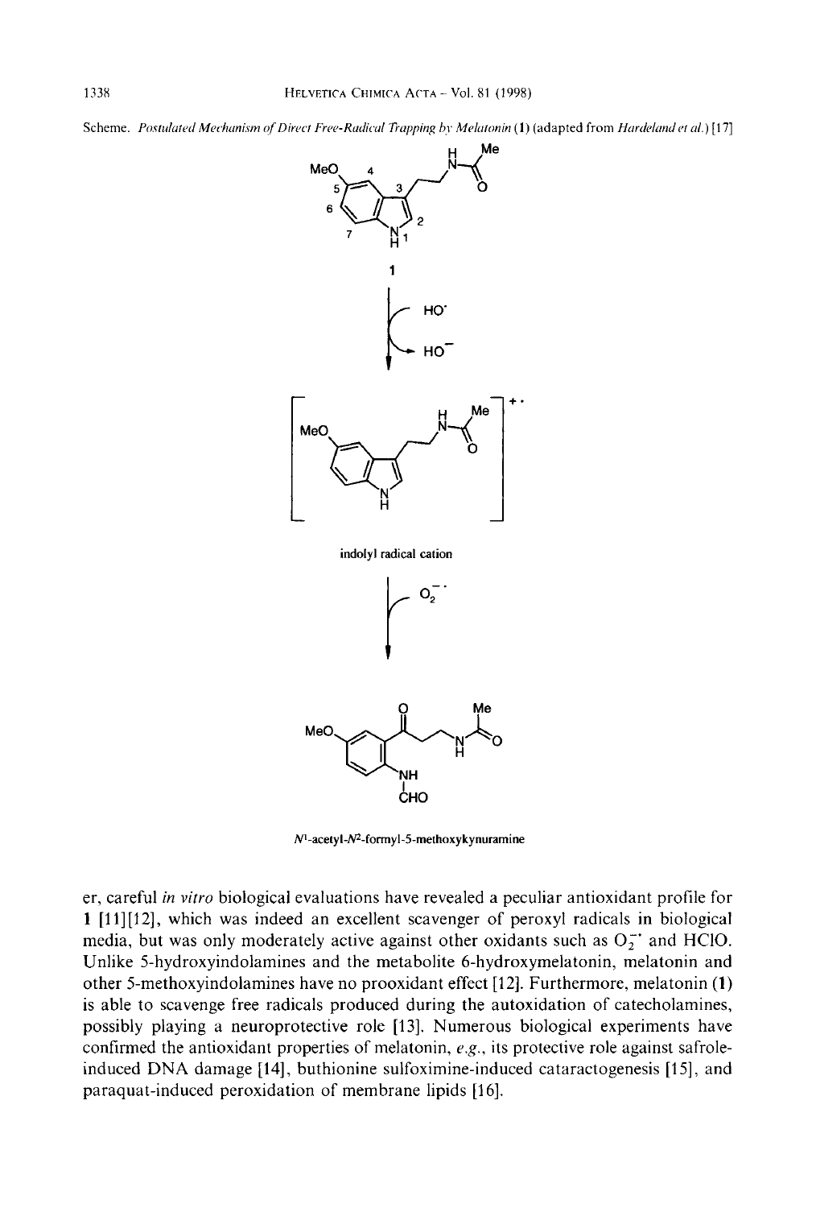Scheme. *Postulated Mechanism of Direct Free-Radical Trapping by Melatonin* (**1**) (adapted from *Hardeland et al.*) [17]

**1**

$HO^{\cdot}$

$HO^{-}$

indolyl radical cation

$O_2^{-\cdot}$

$N^1$-acetyl-$N^2$-formyl-5-methoxykynuramine

er, careful *in vitro* biological evaluations have revealed a peculiar antioxidant profile for **1** [11][12], which was indeed an excellent scavenger of peroxyl radicals in biological media, but was only moderately active against other oxidants such as $O_2^{-\cdot}$ and HClO. Unlike 5-hydroxyindolamines and the metabolite 6-hydroxymelatonin, melatonin and other 5-methoxyindolamines have no prooxidant effect [12]. Furthermore, melatonin (**1**) is able to scavenge free radicals produced during the autoxidation of catecholamines, possibly playing a neuroprotective role [13]. Numerous biological experiments have confirmed the antioxidant properties of melatonin, *e.g.*, its protective role against safrole-induced DNA damage [14], buthionine sulfoximine-induced cataractogenesis [15], and paraquat-induced peroxidation of membrane lipids [16].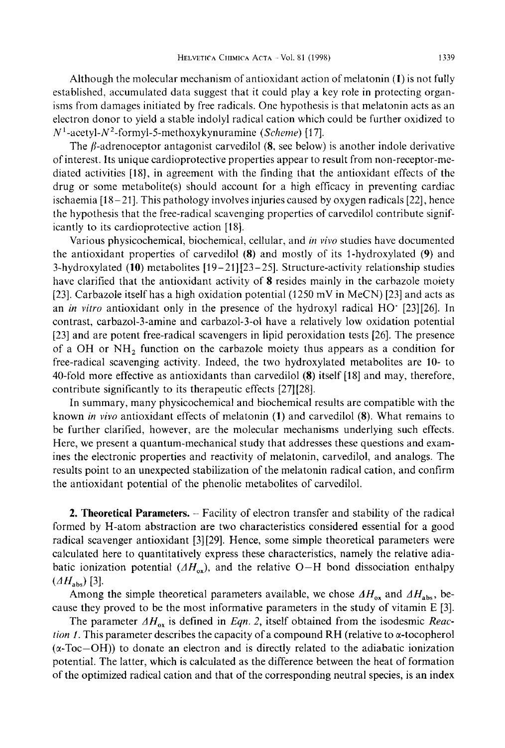Although the molecular mechanism of antioxidant action of melatonin (**1**) is not fully established, accumulated data suggest that it could play a key role in protecting organisms from damages initiated by free radicals. One hypothesis is that melatonin acts as an electron donor to yield a stable indolyl radical cation which could be further oxidized to $N^1$-acetyl-$N^2$-formyl-5-methoxykynuramine (*Scheme*) [17].

The $\beta$-adrenoceptor antagonist carvedilol (**8**, see below) is another indole derivative of interest. Its unique cardioprotective properties appear to result from non-receptor-mediated activities [18], in agreement with the finding that the antioxidant effects of the drug or some metabolite(s) should account for a high efficacy in preventing cardiac ischaemia [18–21]. This pathology involves injuries caused by oxygen radicals [22], hence the hypothesis that the free-radical scavenging properties of carvedilol contribute significantly to its cardioprotective action [18].

Various physicochemical, biochemical, cellular, and *in vivo* studies have documented the antioxidant properties of carvedilol (**8**) and mostly of its 1-hydroxylated (**9**) and 3-hydroxylated (**10**) metabolites [19–21][23–25]. Structure-activity relationship studies have clarified that the antioxidant activity of **8** resides mainly in the carbazole moiety [23]. Carbazole itself has a high oxidation potential (1250 mV in MeCN) [23] and acts as an *in vitro* antioxidant only in the presence of the hydroxyl radical $HO^{\bullet}$ [23][26]. In contrast, carbazol-3-amine and carbazol-3-ol have a relatively low oxidation potential [23] and are potent free-radical scavengers in lipid peroxidation tests [26]. The presence of a OH or $NH_2$ function on the carbazole moiety thus appears as a condition for free-radical scavenging activity. Indeed, the two hydroxylated metabolites are 10- to 40-fold more effective as antioxidants than carvedilol (**8**) itself [18] and may, therefore, contribute significantly to its therapeutic effects [27][28].

In summary, many physicochemical and biochemical results are compatible with the known *in vivo* antioxidant effects of melatonin (**1**) and carvedilol (**8**). What remains to be further clarified, however, are the molecular mechanisms underlying such effects. Here, we present a quantum-mechanical study that addresses these questions and examines the electronic properties and reactivity of melatonin, carvedilol, and analogs. The results point to an unexpected stabilization of the melatonin radical cation, and confirm the antioxidant potential of the phenolic metabolites of carvedilol.

**2. Theoretical Parameters.** – Facility of electron transfer and stability of the radical formed by H-atom abstraction are two characteristics considered essential for a good radical scavenger antioxidant [3][29]. Hence, some simple theoretical parameters were calculated here to quantitatively express these characteristics, namely the relative adiabatic ionization potential ($\Delta H_{ox}$), and the relative O–H bond dissociation enthalpy ($\Delta H_{abs}$) [3].

Among the simple theoretical parameters available, we chose $\Delta H_{ox}$ and $\Delta H_{abs}$, because they proved to be the most informative parameters in the study of vitamin E [3].

The parameter $\Delta H_{ox}$ is defined in *Eqn. 2*, itself obtained from the isodesmic *Reaction 1*. This parameter describes the capacity of a compound RH (relative to $\alpha$-tocopherol ($\alpha$-Toc–OH)) to donate an electron and is directly related to the adiabatic ionization potential. The latter, which is calculated as the difference between the heat of formation of the optimized radical cation and that of the corresponding neutral species, is an index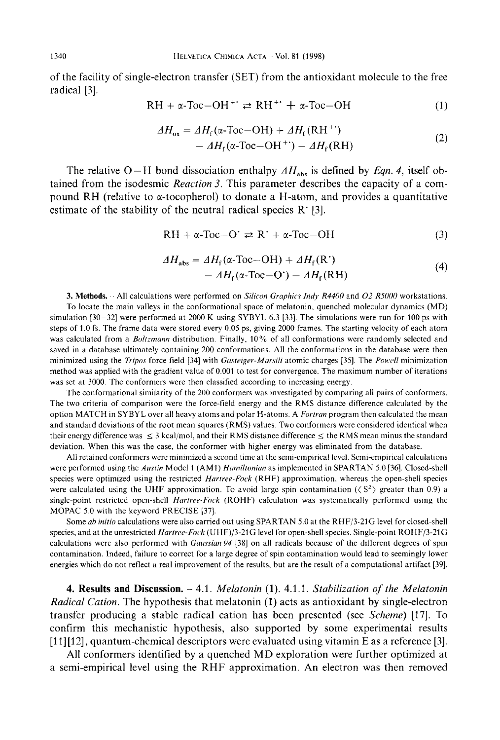of the facility of single-electron transfer (SET) from the antioxidant molecule to the free radical [3].

$$\mathrm{RH} + \alpha\text{-Toc-OH}^{+\cdot} \rightleftarrows \mathrm{RH}^{+\cdot} + \alpha\text{-Toc-OH} \tag{1}$$

$$\Delta H_{ox} = \Delta H_f(\alpha\text{-Toc-OH}) + \Delta H_f(\mathrm{RH}^{+\cdot}) - \Delta H_f(\alpha\text{-Toc-OH}^{+\cdot}) - \Delta H_f(\mathrm{RH}) \tag{2}$$

The relative O–H bond dissociation enthalpy $\Delta H_{abs}$ is defined by *Eqn. 4*, itself obtained from the isodesmic *Reaction 3*. This parameter describes the capacity of a compound RH (relative to α-tocopherol) to donate a H-atom, and provides a quantitative estimate of the stability of the neutral radical species $\mathrm{R}^{\cdot}$ [3].

$$\mathrm{RH} + \alpha\text{-Toc-O}^{\cdot} \rightleftarrows \mathrm{R}^{\cdot} + \alpha\text{-Toc-OH} \tag{3}$$

$$\Delta H_{abs} = \Delta H_f(\alpha\text{-Toc-OH}) + \Delta H_f(\mathrm{R}^{\cdot}) - \Delta H_f(\alpha\text{-Toc-O}^{\cdot}) - \Delta H_f(\mathrm{RH}) \tag{4}$$

**3. Methods.** – All calculations were performed on *Silicon Graphics Indy R4400* and *O2 R5000* workstations. To locate the main valleys in the conformational space of melatonin, quenched molecular dynamics (MD) simulation [30–32] were performed at 2000 K using SYBYL 6.3 [33]. The simulations were run for 100 ps with steps of 1.0 fs. The frame data were stored every 0.05 ps, giving 2000 frames. The starting velocity of each atom was calculated from a *Boltzmann* distribution. Finally, 10% of all conformations were randomly selected and saved in a database ultimately containing 200 conformations. All the conformations in the database were then minimized using the *Tripos* force field [34] with *Gasteiger-Marsili* atomic charges [35]. The *Powell* minimization method was applied with the gradient value of 0.001 to test for convergence. The maximum number of iterations was set at 3000. The conformers were then classified according to increasing energy.

The conformational similarity of the 200 conformers was investigated by comparing all pairs of conformers. The two criteria of comparison were the force-field energy and the RMS distance difference calculated by the option MATCH in SYBYL over all heavy atoms and polar H-atoms. A *Fortran* program then calculated the mean and standard deviations of the root mean squares (RMS) values. Two conformers were considered identical when their energy difference was $\leq$ 3 kcal/mol, and their RMS distance difference $\leq$ the RMS mean minus the standard deviation. When this was the case, the conformer with higher energy was eliminated from the database.

All retained conformers were minimized a second time at the semi-empirical level. Semi-empirical calculations were performed using the *Austin* Model 1 (AM1) *Hamiltonian* as implemented in SPARTAN 5.0 [36]. Closed-shell species were optimized using the restricted *Hartree-Fock* (RHF) approximation, whereas the open-shell species were calculated using the UHF approximation. To avoid large spin contamination ($\langle S^2 \rangle$ greater than 0.9) a single-point restricted open-shell *Hartree-Fock* (ROHF) calculation was systematically performed using the MOPAC 5.0 with the keyword PRECISE [37].

Some *ab initio* calculations were also carried out using SPARTAN 5.0 at the RHF/3-21G level for closed-shell species, and at the unrestricted *Hartree-Fock* (UHF)/3-21G level for open-shell species. Single-point ROHF/3-21G calculations were also performed with *Gaussian 94* [38] on all radicals because of the different degrees of spin contamination. Indeed, failure to correct for a large degree of spin contamination would lead to seemingly lower energies which do not reflect a real improvement of the results, but are the result of a computational artifact [39].

**4. Results and Discussion.** – 4.1. *Melatonin* (**1**). 4.1.1. *Stabilization of the Melatonin Radical Cation.* The hypothesis that melatonin (**1**) acts as antioxidant by single-electron transfer producing a stable radical cation has been presented (see *Scheme*) [17]. To confirm this mechanistic hypothesis, also supported by some experimental results [11][12], quantum-chemical descriptors were evaluated using vitamin E as a reference [3].

All conformers identified by a quenched MD exploration were further optimized at a semi-empirical level using the RHF approximation. An electron was then removed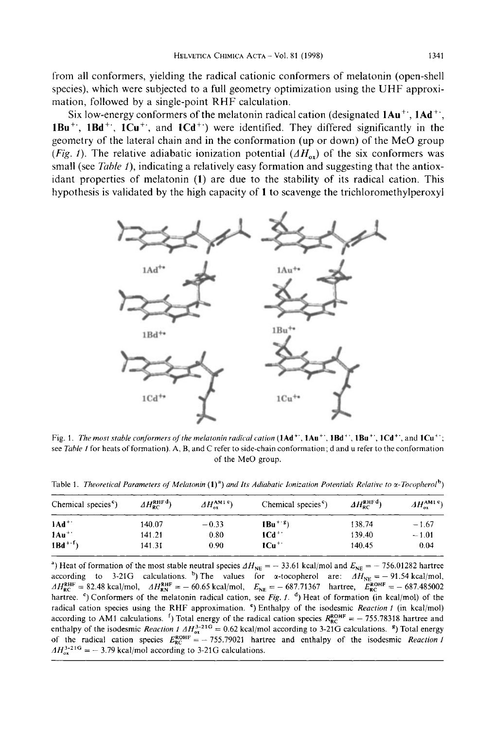from all conformers, yielding the radical cationic conformers of melatonin (open-shell species), which were subjected to a full geometry optimization using the UHF approximation, followed by a single-point RHF calculation.

Six low-energy conformers of the melatonin radical cation (designated **1Au**$^{+\cdot}$, **1Ad**$^{+\cdot}$, **1Bu**$^{+\cdot}$, **1Bd**$^{+\cdot}$, **1Cu**$^{+\cdot}$, and **1Cd**$^{+\cdot}$) were identified. They differed significantly in the geometry of the lateral chain and in the conformation (up or down) of the MeO group (*Fig. 1*). The relative adiabatic ionization potential ($\Delta H_{ox}$) of the six conformers was small (see *Table 1*), indicating a relatively easy formation and suggesting that the antioxidant properties of melatonin (**1**) are due to the stability of its radical cation. This hypothesis is validated by the high capacity of **1** to scavenge the trichloromethylperoxyl

Fig. 1. *The most stable conformers of the melatonin radical cation* (**1Ad**$^{+\cdot}$, **1Au**$^{+\cdot}$, **1Bd**$^{+\cdot}$, **1Bu**$^{+\cdot}$, **1Cd**$^{+\cdot}$, and **1Cu**$^{+\cdot}$; see *Table 1* for heats of formation). A, B, and C refer to side-chain conformation; d and u refer to the conformation of the MeO group.

Table 1. *Theoretical Parameters of Melatonin* (**1**)[a]) *and Its Adiabatic Ionization Potentials Relative to α-Tocopherol*[b])

| Chemical species[c]) | $\Delta H_{RC}^{RHF}$ [d]) | $\Delta H_{ox}^{AM1}$ [e]) | Chemical species[c]) | $\Delta H_{RC}^{RHF}$ [d]) | $\Delta H_{ox}^{AM1}$ [e]) |
|---|---|---|---|---|---|
| **1Ad**$^{+\cdot}$ | 140.07 | −0.33 | **1Bu**$^{+\cdot}$ [g]) | 138.74 | −1.67 |
| **1Au**$^{+\cdot}$ | 141.21 | 0.80 | **1Cd**$^{+\cdot}$ | 139.40 | −1.01 |
| **1Bd**$^{+\cdot}$ [f]) | 141.31 | 0.90 | **1Cu**$^{+\cdot}$ | 140.45 | 0.04 |

[a]) Heat of formation of the most stable neutral species $\Delta H_{NE} = -33.61$ kcal/mol and $E_{NE} = -756.01282$ hartree according to 3-21G calculations. [b]) The values for α-tocopherol are: $\Delta H_{NE} = -91.54$ kcal/mol, $\Delta H_{RC}^{RHF} = 82.48$ kcal/mol, $\Delta H_{RN}^{RHF} = -60.65$ kcal/mol, $E_{NE} = -687.71367$ hartree, $E_{RC}^{ROHF} = -687.485002$ hartree. [c]) Conformers of the melatonin radical cation, see *Fig. 1*. [d]) Heat of formation (in kcal/mol) of the radical cation species using the RHF approximation. [e]) Enthalpy of the isodesmic *Reaction 1* (in kcal/mol) according to AM1 calculations. [f]) Total energy of the radical cation species $R_{RC}^{ROHF} = -755.78318$ hartree and enthalpy of the isodesmic *Reaction 1* $\Delta H_{ox}^{3\text{-}21G} = 0.62$ kcal/mol according to 3-21G calculations. [g]) Total energy of the radical cation species $E_{RC}^{ROHF} = -755.79021$ hartree and enthalpy of the isodesmic *Reaction 1* $\Delta H_{ox}^{3\text{-}21G} = -3.79$ kcal/mol according to 3-21G calculations.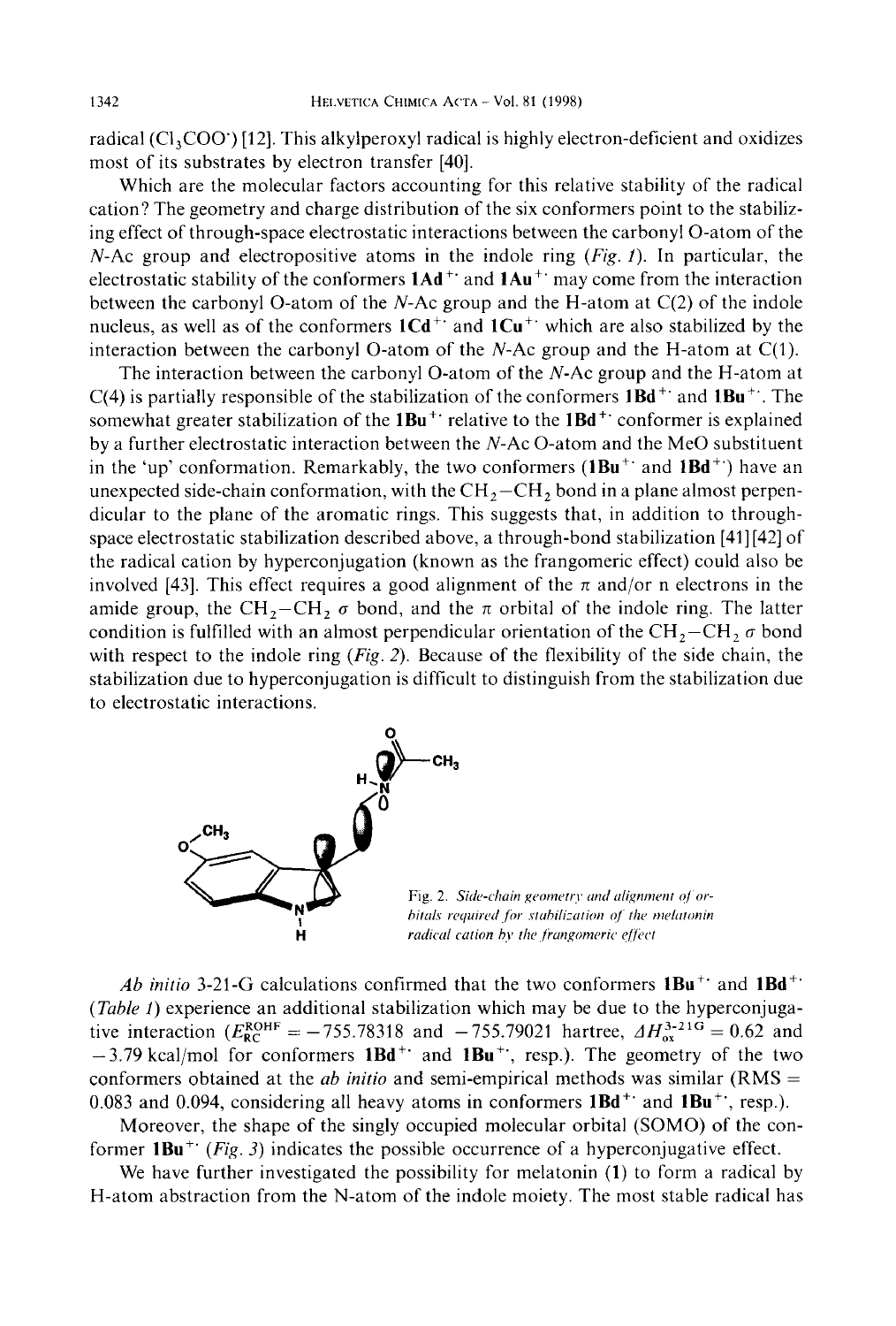radical ($Cl_3COO^{\cdot}$) [12]. This alkylperoxyl radical is highly electron-deficient and oxidizes most of its substrates by electron transfer [40].

Which are the molecular factors accounting for this relative stability of the radical cation? The geometry and charge distribution of the six conformers point to the stabilizing effect of through-space electrostatic interactions between the carbonyl O-atom of the *N*-Ac group and electropositive atoms in the indole ring (*Fig. 1*). In particular, the electrostatic stability of the conformers **1Ad**$^{+\cdot}$ and **1Au**$^{+\cdot}$ may come from the interaction between the carbonyl O-atom of the *N*-Ac group and the H-atom at C(2) of the indole nucleus, as well as of the conformers **1Cd**$^{+\cdot}$ and **1Cu**$^{+\cdot}$ which are also stabilized by the interaction between the carbonyl O-atom of the *N*-Ac group and the H-atom at C(1).

The interaction between the carbonyl O-atom of the *N*-Ac group and the H-atom at C(4) is partially responsible of the stabilization of the conformers **1Bd**$^{+\cdot}$ and **1Bu**$^{+\cdot}$. The somewhat greater stabilization of the **1Bu**$^{+\cdot}$ relative to the **1Bd**$^{+\cdot}$ conformer is explained by a further electrostatic interaction between the *N*-Ac O-atom and the MeO substituent in the 'up' conformation. Remarkably, the two conformers (**1Bu**$^{+\cdot}$ and **1Bd**$^{+\cdot}$) have an unexpected side-chain conformation, with the $CH_2-CH_2$ bond in a plane almost perpendicular to the plane of the aromatic rings. This suggests that, in addition to through-space electrostatic stabilization described above, a through-bond stabilization [41][42] of the radical cation by hyperconjugation (known as the frangomeric effect) could also be involved [43]. This effect requires a good alignment of the $\pi$ and/or n electrons in the amide group, the $CH_2-CH_2$ $\sigma$ bond, and the $\pi$ orbital of the indole ring. The latter condition is fulfilled with an almost perpendicular orientation of the $CH_2-CH_2$ $\sigma$ bond with respect to the indole ring (*Fig. 2*). Because of the flexibility of the side chain, the stabilization due to hyperconjugation is difficult to distinguish from the stabilization due to electrostatic interactions.

Fig. 2. *Side-chain geometry and alignment of orbitals required for stabilization of the melatonin radical cation by the frangomeric effect*

*Ab initio* 3-21-G calculations confirmed that the two conformers **1Bu**$^{+\cdot}$ and **1Bd**$^{+\cdot}$ (*Table 1*) experience an additional stabilization which may be due to the hyperconjugative interaction ($E_{RC}^{ROHF} = -755.78318$ and $-755.79021$ hartree, $\Delta H_{ox}^{3\text{-}21G} = 0.62$ and $-3.79$ kcal/mol for conformers **1Bd**$^{+\cdot}$ and **1Bu**$^{+\cdot}$, resp.). The geometry of the two conformers obtained at the *ab initio* and semi-empirical methods was similar (RMS = 0.083 and 0.094, considering all heavy atoms in conformers **1Bd**$^{+\cdot}$ and **1Bu**$^{+\cdot}$, resp.).

Moreover, the shape of the singly occupied molecular orbital (SOMO) of the conformer **1Bu**$^{+\cdot}$ (*Fig. 3*) indicates the possible occurrence of a hyperconjugative effect.

We have further investigated the possibility for melatonin (**1**) to form a radical by H-atom abstraction from the N-atom of the indole moiety. The most stable radical has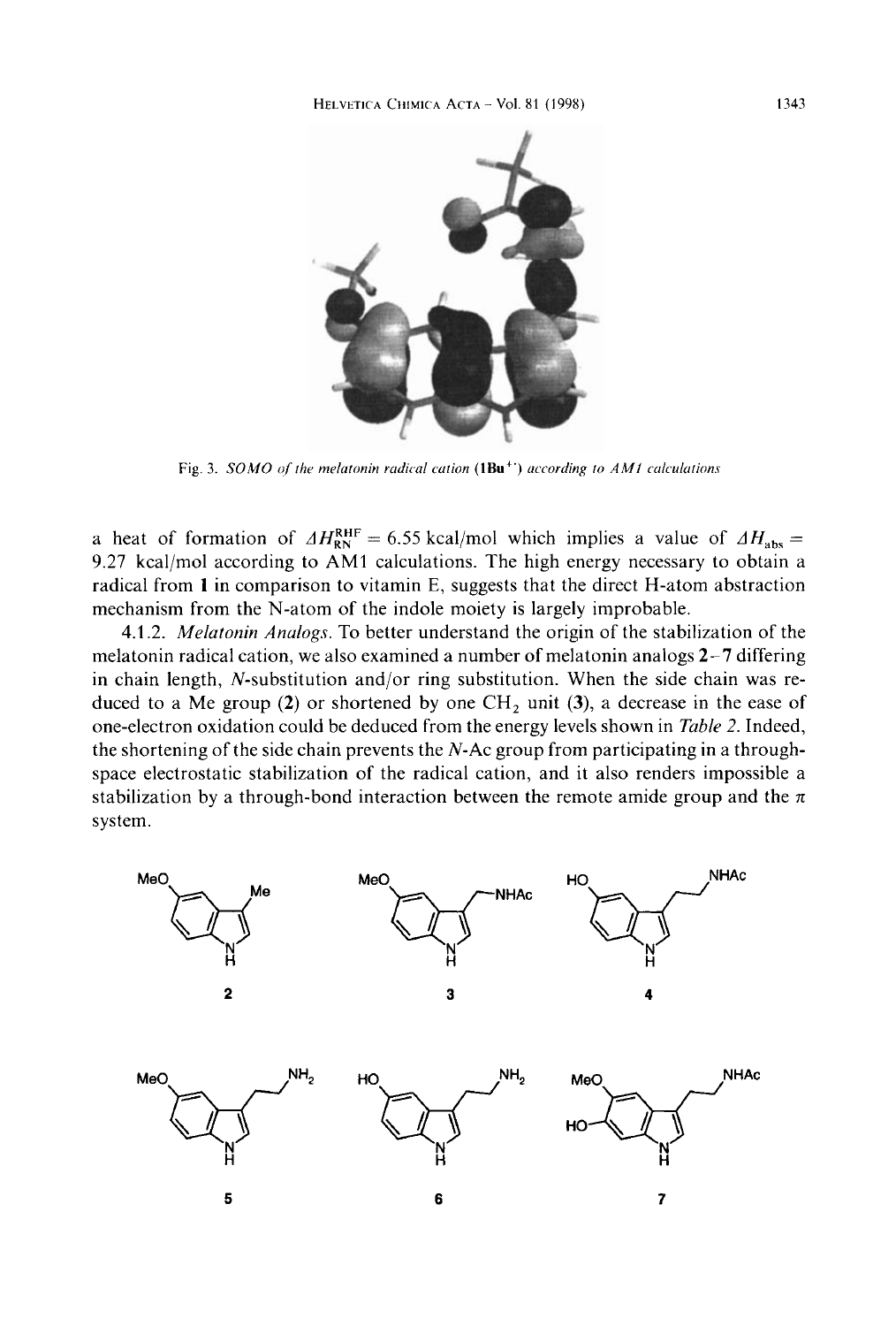Fig. 3. *SOMO of the melatonin radical cation* (**1Bu**$^{+\cdot}$) *according to AM1 calculations*

a heat of formation of $\Delta H_{\mathrm{RN}}^{\mathrm{RHF}} = 6.55$ kcal/mol which implies a value of $\Delta H_{\mathrm{abs}} = 9.27$ kcal/mol according to AM1 calculations. The high energy necessary to obtain a radical from **1** in comparison to vitamin E, suggests that the direct H-atom abstraction mechanism from the N-atom of the indole moiety is largely improbable.

4.1.2. *Melatonin Analogs.* To better understand the origin of the stabilization of the melatonin radical cation, we also examined a number of melatonin analogs **2**–**7** differing in chain length, *N*-substitution and/or ring substitution. When the side chain was reduced to a Me group (**2**) or shortened by one $CH_2$ unit (**3**), a decrease in the ease of one-electron oxidation could be deduced from the energy levels shown in *Table 2*. Indeed, the shortening of the side chain prevents the *N*-Ac group from participating in a through-space electrostatic stabilization of the radical cation, and it also renders impossible a stabilization by a through-bond interaction between the remote amide group and the $\pi$ system.

**2** **3** **4**

**5** **6** **7**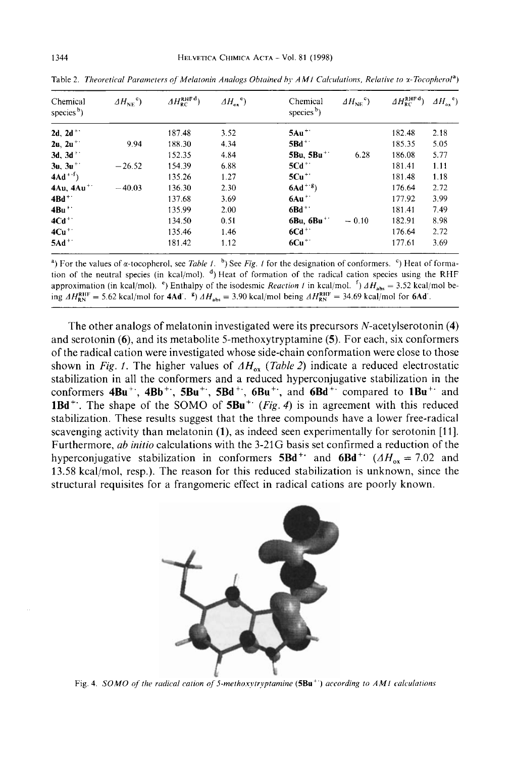Table 2. *Theoretical Parameters of Melatonin Analogs Obtained by AM1 Calculations, Relative to α-Tocopherol*[a])

| Chemical species[b]) | $\Delta H_{NE}$[c]) | $\Delta H_{RC}^{RHF}$[d]) | $\Delta H_{ox}$[e]) | Chemical species[b]) | $\Delta H_{NE}$[c]) | $\Delta H_{RC}^{RHF}$[d]) | $\Delta H_{ox}$[e]) |
|---|---|---|---|---|---|---|---|
| **2d**, **2d**$^{+\cdot}$ | | 187.48 | 3.52 | **5Au**$^{+\cdot}$ | | 182.48 | 2.18 |
| **2u**, **2u**$^{+\cdot}$ | 9.94 | 188.30 | 4.34 | **5Bd**$^{+\cdot}$ | | 185.35 | 5.05 |
| **3d**, **3d**$^{+\cdot}$ | | 152.35 | 4.84 | **5Bu**, **5Bu**$^{+\cdot}$ | 6.28 | 186.08 | 5.77 |
| **3u**, **3u**$^{+\cdot}$ | −26.52 | 154.39 | 6.88 | **5Cd**$^{+\cdot}$ | | 181.41 | 1.11 |
| **4Ad**$^{+\cdot}$[f]) | | 135.26 | 1.27 | **5Cu**$^{+\cdot}$ | | 181.48 | 1.18 |
| **4Au**, **4Au**$^{+\cdot}$ | −40.03 | 136.30 | 2.30 | **6Ad**$^{+\cdot}$[g]) | | 176.64 | 2.72 |
| **4Bd**$^{+\cdot}$ | | 137.68 | 3.69 | **6Au**$^{+\cdot}$ | | 177.92 | 3.99 |
| **4Bu**$^{+\cdot}$ | | 135.99 | 2.00 | **6Bd**$^{+\cdot}$ | | 181.41 | 7.49 |
| **4Cd**$^{+\cdot}$ | | 134.50 | 0.51 | **6Bu**, **6Bu**$^{+\cdot}$ | −0.10 | 182.91 | 8.98 |
| **4Cu**$^{+\cdot}$ | | 135.46 | 1.46 | **6Cd**$^{+\cdot}$ | | 176.64 | 2.72 |
| **5Ad**$^{+\cdot}$ | | 181.42 | 1.12 | **6Cu**$^{+\cdot}$ | | 177.61 | 3.69 |

[a]) For the values of α-tocopherol, see *Table 1*. [b]) See *Fig. 1* for the designation of conformers. [c]) Heat of formation of the neutral species (in kcal/mol). [d]) Heat of formation of the radical cation species using the RHF approximation (in kcal/mol). [e]) Enthalpy of the isodesmic *Reaction 1* in kcal/mol. [f]) $\Delta H_{abs}$ = 3.52 kcal/mol being $\Delta H_{RN}^{RHF}$ = 5.62 kcal/mol for **4Ad**$^{\cdot}$. [g]) $\Delta H_{abs}$ = 3.90 kcal/mol being $\Delta H_{RN}^{RHF}$ = 34.69 kcal/mol for **6Ad**$^{\cdot}$.

The other analogs of melatonin investigated were its precursors *N*-acetylserotonin (**4**) and serotonin (**6**), and its metabolite 5-methoxytryptamine (**5**). For each, six conformers of the radical cation were investigated whose side-chain conformation were close to those shown in *Fig. 1*. The higher values of $\Delta H_{ox}$ (*Table 2*) indicate a reduced electrostatic stabilization in all the conformers and a reduced hyperconjugative stabilization in the conformers **4Bu**$^{+\cdot}$, **4Bb**$^{+\cdot}$, **5Bu**$^{+\cdot}$, **5Bd**$^{+\cdot}$, **6Bu**$^{+\cdot}$, and **6Bd**$^{+\cdot}$ compared to **1Bu**$^{+\cdot}$ and **1Bd**$^{+\cdot}$. The shape of the SOMO of **5Bu**$^{+\cdot}$ (*Fig. 4*) is in agreement with this reduced stabilization. These results suggest that the three compounds have a lower free-radical scavenging activity than melatonin (**1**), as indeed seen experimentally for serotonin [11]. Furthermore, *ab initio* calculations with the 3-21G basis set confirmed a reduction of the hyperconjugative stabilization in conformers **5Bd**$^{+\cdot}$ and **6Bd**$^{+\cdot}$ ($\Delta H_{ox}$ = 7.02 and 13.58 kcal/mol, resp.). The reason for this reduced stabilization is unknown, since the structural requisites for a frangomeric effect in radical cations are poorly known.

Fig. 4. *SOMO of the radical cation of 5-methoxytryptamine* (**5Bu**$^{+\cdot}$) *according to AM1 calculations*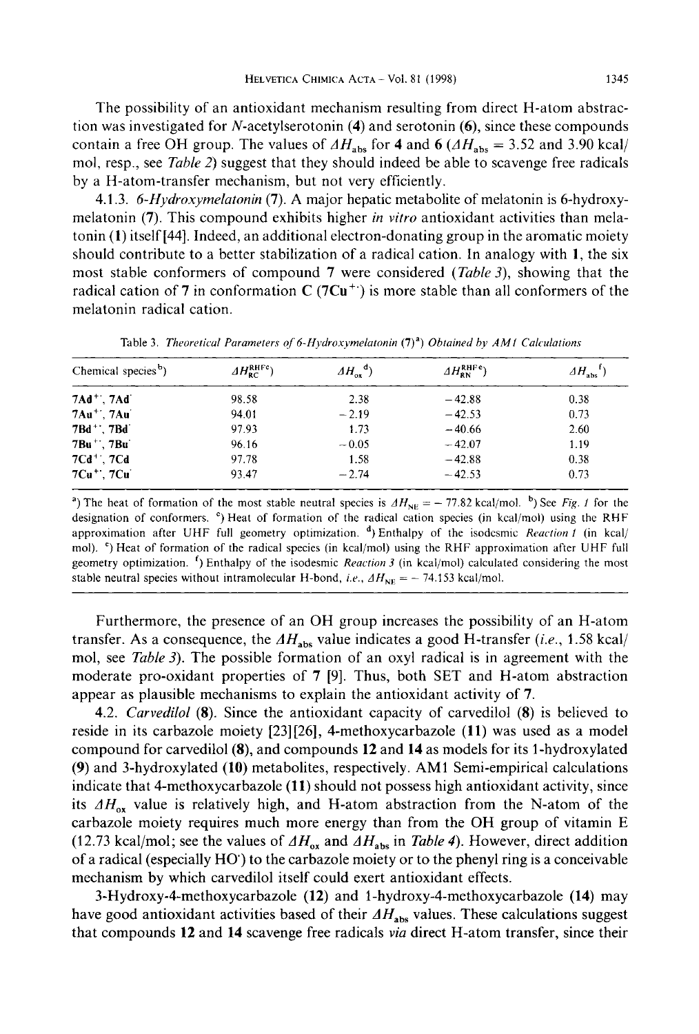The possibility of an antioxidant mechanism resulting from direct H-atom abstraction was investigated for *N*-acetylserotonin (**4**) and serotonin (**6**), since these compounds contain a free OH group. The values of $\Delta H_{abs}$ for **4** and **6** ($\Delta H_{abs}$ = 3.52 and 3.90 kcal/mol, resp., see *Table 2*) suggest that they should indeed be able to scavenge free radicals by a H-atom-transfer mechanism, but not very efficiently.

4.1.3. *6-Hydroxymelatonin* (**7**). A major hepatic metabolite of melatonin is 6-hydroxymelatonin (**7**). This compound exhibits higher *in vitro* antioxidant activities than melatonin (**1**) itself [44]. Indeed, an additional electron-donating group in the aromatic moiety should contribute to a better stabilization of a radical cation. In analogy with **1**, the six most stable conformers of compound **7** were considered (*Table 3*), showing that the radical cation of **7** in conformation **C** ($\mathbf{7Cu^{+\cdot}}$) is more stable than all conformers of the melatonin radical cation.

Table 3. *Theoretical Parameters of 6-Hydroxymelatonin* (**7**)[a]) *Obtained by AM1 Calculations*

| Chemical species[b]) | $\Delta H_{RC}^{RHF}$[c]) | $\Delta H_{ox}$[d]) | $\Delta H_{RN}^{RHF}$[e]) | $\Delta H_{abs}$[f]) |
|---|---|---|---|---|
| $\mathbf{7Ad^{+\cdot}}$, $\mathbf{7Ad^{\cdot}}$ | 98.58 | 2.38 | −42.88 | 0.38 |
| $\mathbf{7Au^{+\cdot}}$, $\mathbf{7Au^{\cdot}}$ | 94.01 | −2.19 | −42.53 | 0.73 |
| $\mathbf{7Bd^{+\cdot}}$, $\mathbf{7Bd^{\cdot}}$ | 97.93 | 1.73 | −40.66 | 2.60 |
| $\mathbf{7Bu^{+\cdot}}$, $\mathbf{7Bu^{\cdot}}$ | 96.16 | −0.05 | −42.07 | 1.19 |
| $\mathbf{7Cd^{+\cdot}}$, $\mathbf{7Cd}$ | 97.78 | 1.58 | −42.88 | 0.38 |
| $\mathbf{7Cu^{+\cdot}}$, $\mathbf{7Cu^{\cdot}}$ | 93.47 | −2.74 | −42.53 | 0.73 |

[a]) The heat of formation of the most stable neutral species is $\Delta H_{NE} = -77.82$ kcal/mol. [b]) See *Fig. 1* for the designation of conformers. [c]) Heat of formation of the radical cation species (in kcal/mol) using the RHF approximation after UHF full geometry optimization. [d]) Enthalpy of the isodesmic *Reaction 1* (in kcal/mol). [e]) Heat of formation of the radical species (in kcal/mol) using the RHF approximation after UHF full geometry optimization. [f]) Enthalpy of the isodesmic *Reaction 3* (in kcal/mol) calculated considering the most stable neutral species without intramolecular H-bond, *i.e.*, $\Delta H_{NE} = -74.153$ kcal/mol.

Furthermore, the presence of an OH group increases the possibility of an H-atom transfer. As a consequence, the $\Delta H_{abs}$ value indicates a good H-transfer (*i.e.*, 1.58 kcal/mol, see *Table 3*). The possible formation of an oxyl radical is in agreement with the moderate pro-oxidant properties of **7** [9]. Thus, both SET and H-atom abstraction appear as plausible mechanisms to explain the antioxidant activity of **7**.

4.2. *Carvedilol* (**8**). Since the antioxidant capacity of carvedilol (**8**) is believed to reside in its carbazole moiety [23][26], 4-methoxycarbazole (**11**) was used as a model compound for carvedilol (**8**), and compounds **12** and **14** as models for its 1-hydroxylated (**9**) and 3-hydroxylated (**10**) metabolites, respectively. AM1 Semi-empirical calculations indicate that 4-methoxycarbazole (**11**) should not possess high antioxidant activity, since its $\Delta H_{ox}$ value is relatively high, and H-atom abstraction from the N-atom of the carbazole moiety requires much more energy than from the OH group of vitamin E (12.73 kcal/mol; see the values of $\Delta H_{ox}$ and $\Delta H_{abs}$ in *Table 4*). However, direct addition of a radical (especially HO$^{\cdot}$) to the carbazole moiety or to the phenyl ring is a conceivable mechanism by which carvedilol itself could exert antioxidant effects.

3-Hydroxy-4-methoxycarbazole (**12**) and 1-hydroxy-4-methoxycarbazole (**14**) may have good antioxidant activities based of their $\Delta H_{abs}$ values. These calculations suggest that compounds **12** and **14** scavenge free radicals *via* direct H-atom transfer, since their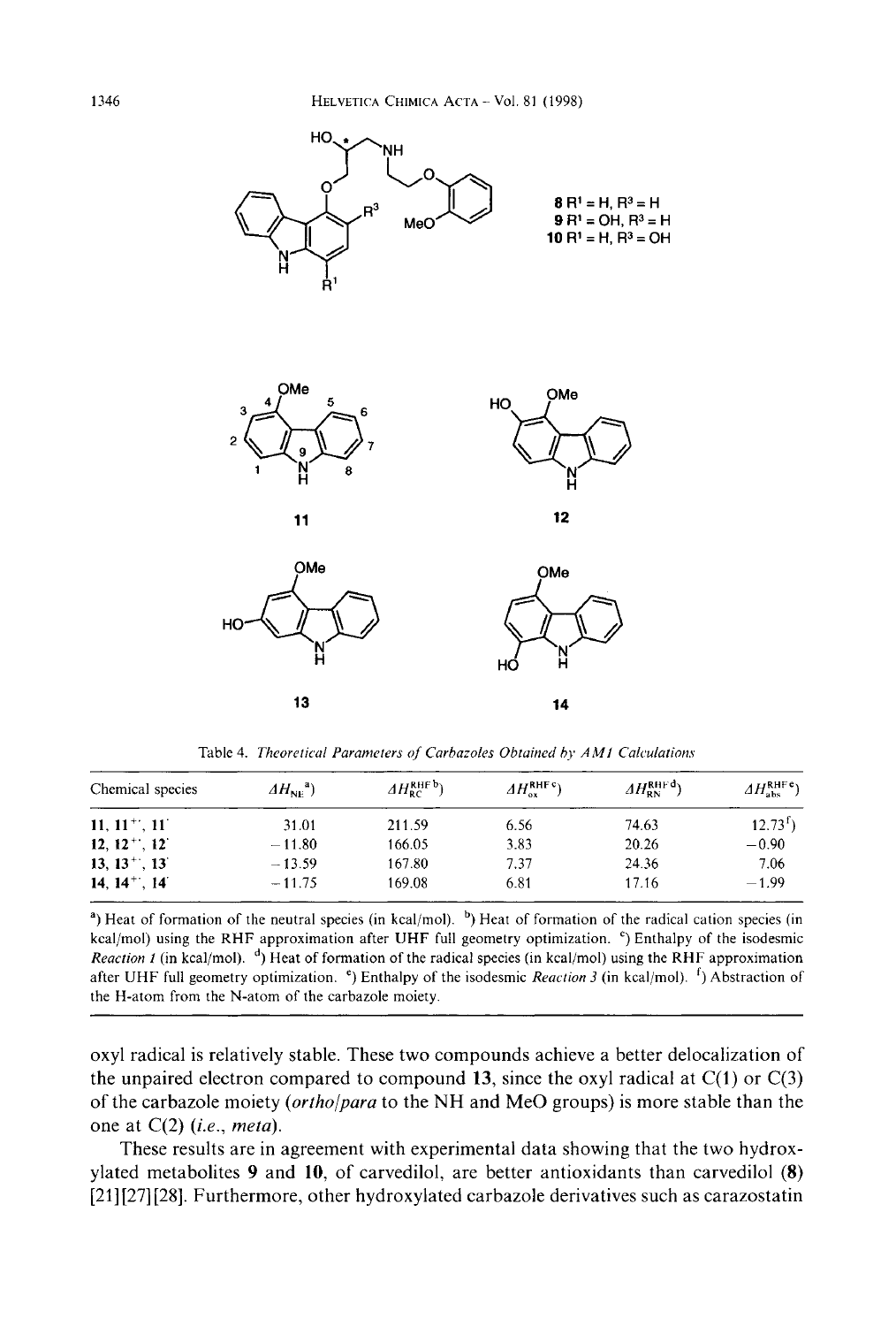**8** $R^1$ = H, $R^3$ = H
**9** $R^1$ = OH, $R^3$ = H
**10** $R^1$ = H, $R^3$ = OH

**11** **12** **13** **14**

Table 4. *Theoretical Parameters of Carbazoles Obtained by AM1 Calculations*

| Chemical species | $\Delta H_{NE}$ [a]) | $\Delta H_{RC}^{RHF}$ [b]) | $\Delta H_{ox}^{RHF}$ [c]) | $\Delta H_{RN}^{RHF}$ [d]) | $\Delta H_{abs}^{RHF}$ [e]) |
|---|---|---|---|---|---|
| **11**, **11**$^{+\cdot}$, **11**$^{\cdot}$ | 31.01 | 211.59 | 6.56 | 74.63 | 12.73[f]) |
| **12**, **12**$^{+\cdot}$, **12**$^{\cdot}$ | −11.80 | 166.05 | 3.83 | 20.26 | −0.90 |
| **13**, **13**$^{+\cdot}$, **13**$^{\cdot}$ | −13.59 | 167.80 | 7.37 | 24.36 | 7.06 |
| **14**, **14**$^{+\cdot}$, **14**$^{\cdot}$ | −11.75 | 169.08 | 6.81 | 17.16 | −1.99 |

[a]) Heat of formation of the neutral species (in kcal/mol). [b]) Heat of formation of the radical cation species (in kcal/mol) using the RHF approximation after UHF full geometry optimization. [c]) Enthalpy of the isodesmic *Reaction 1* (in kcal/mol). [d]) Heat of formation of the radical species (in kcal/mol) using the RHF approximation after UHF full geometry optimization. [e]) Enthalpy of the isodesmic *Reaction 3* (in kcal/mol). [f]) Abstraction of the H-atom from the N-atom of the carbazole moiety.

oxyl radical is relatively stable. These two compounds achieve a better delocalization of the unpaired electron compared to compound **13**, since the oxyl radical at C(1) or C(3) of the carbazole moiety (*ortho*/*para* to the NH and MeO groups) is more stable than the one at C(2) (*i.e.*, *meta*).

These results are in agreement with experimental data showing that the two hydroxylated metabolites **9** and **10**, of carvedilol, are better antioxidants than carvedilol (**8**) [21][27][28]. Furthermore, other hydroxylated carbazole derivatives such as carazostatin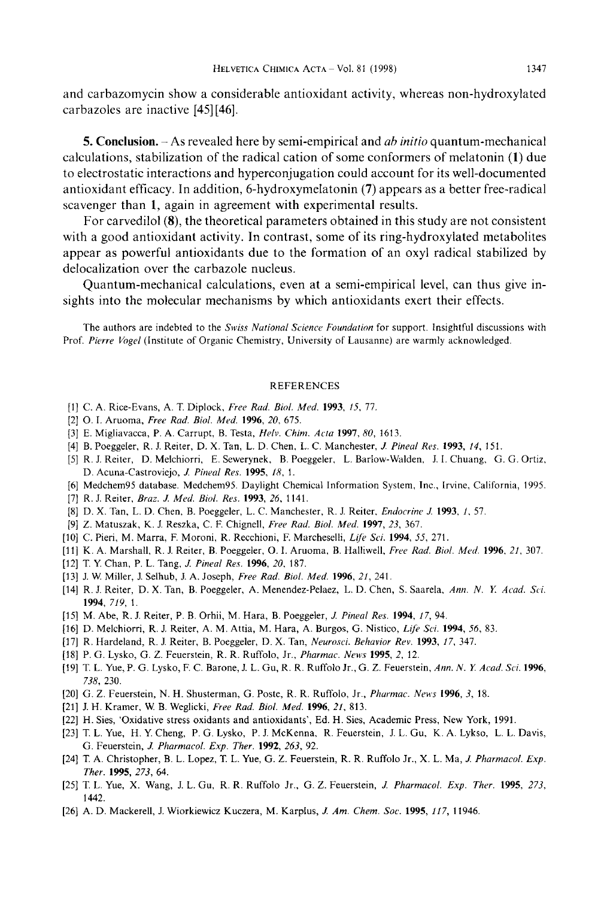and carbazomycin show a considerable antioxidant activity, whereas non-hydroxylated carbazoles are inactive [45][46].

**5. Conclusion.** – As revealed here by semi-empirical and *ab initio* quantum-mechanical calculations, stabilization of the radical cation of some conformers of melatonin (**1**) due to electrostatic interactions and hyperconjugation could account for its well-documented antioxidant efficacy. In addition, 6-hydroxymelatonin (**7**) appears as a better free-radical scavenger than **1**, again in agreement with experimental results.

For carvedilol (**8**), the theoretical parameters obtained in this study are not consistent with a good antioxidant activity. In contrast, some of its ring-hydroxylated metabolites appear as powerful antioxidants due to the formation of an oxyl radical stabilized by delocalization over the carbazole nucleus.

Quantum-mechanical calculations, even at a semi-empirical level, can thus give insights into the molecular mechanisms by which antioxidants exert their effects.

The authors are indebted to the *Swiss National Science Foundation* for support. Insightful discussions with Prof. *Pierre Vogel* (Institute of Organic Chemistry, University of Lausanne) are warmly acknowledged.

## REFERENCES

[1] C. A. Rice-Evans, A. T. Diplock, *Free Rad. Biol. Med.* **1993**, *15*, 77.

[2] O. I. Aruoma, *Free Rad. Biol. Med.* **1996**, *20*, 675.

[3] E. Migliavacca, P. A. Carrupt, B. Testa, *Helv. Chim. Acta* **1997**, *80*, 1613.

[4] B. Poeggeler, R. J. Reiter, D. X. Tan, L. D. Chen, L. C. Manchester, *J. Pineal Res.* **1993**, *14*, 151.

[5] R. J. Reiter, D. Melchiorri, E. Sewerynek, B. Poeggeler, L. Barlow-Walden, J. I. Chuang, G. G. Ortiz, D. Acuna-Castroviejo, *J. Pineal Res.* **1995**, *18*, 1.

[6] Medchem95 database. Medchem95. Daylight Chemical Information System, Inc., Irvine, California, 1995.

[7] R. J. Reiter, *Braz. J. Med. Biol. Res.* **1993**, *26*, 1141.

[8] D. X. Tan, L. D. Chen, B. Poeggeler, L. C. Manchester, R. J. Reiter, *Endocrine J.* **1993**, *1*, 57.

[9] Z. Matuszak, K. J. Reszka, C. F. Chignell, *Free Rad. Biol. Med.* **1997**, *23*, 367.

[10] C. Pieri, M. Marra, F. Moroni, R. Recchioni, F. Marcheselli, *Life Sci.* **1994**, *55*, 271.

[11] K. A. Marshall, R. J. Reiter, B. Poeggeler, O. I. Aruoma, B. Halliwell, *Free Rad. Biol. Med.* **1996**, *21*, 307.

[12] T. Y. Chan, P. L. Tang, *J. Pineal Res.* **1996**, *20*, 187.

[13] J. W. Miller, J. Selhub, J. A. Joseph, *Free Rad. Biol. Med.* **1996**, *21*, 241.

[14] R. J. Reiter, D. X. Tan, B. Poeggeler, A. Menendez-Pelaez, L. D. Chen, S. Saarela, *Ann. N. Y. Acad. Sci.* **1994**, *719*, 1.

[15] M. Abe, R. J. Reiter, P. B. Orhii, M. Hara, B. Poeggeler, *J. Pineal Res.* **1994**, *17*, 94.

[16] D. Melchiorri, R. J. Reiter, A. M. Attia, M. Hara, A. Burgos, G. Nistico, *Life Sci.* **1994**, *56*, 83.

[17] R. Hardeland, R. J. Reiter, B. Poeggeler, D. X. Tan, *Neurosci. Behavior Rev.* **1993**, *17*, 347.

[18] P. G. Lysko, G. Z. Feuerstein, R. R. Ruffolo, Jr., *Pharmac. News* **1995**, *2*, 12.

[19] T. L. Yue, P. G. Lysko, F. C. Barone, J. L. Gu, R. R. Ruffolo Jr., G. Z. Feuerstein, *Ann. N. Y. Acad. Sci.* **1996**, *738*, 230.

[20] G. Z. Feuerstein, N. H. Shusterman, G. Poste, R. R. Ruffolo, Jr., *Pharmac. News* **1996**, *3*, 18.

[21] J. H. Kramer, W. B. Weglicki, *Free Rad. Biol. Med.* **1996**, *21*, 813.

[22] H. Sies, 'Oxidative stress oxidants and antioxidants', Ed. H. Sies, Academic Press, New York, 1991.

[23] T. L. Yue, H. Y. Cheng, P. G. Lysko, P. J. McKenna, R. Feuerstein, J. L. Gu, K. A. Lykso, L. L. Davis, G. Feuerstein, *J. Pharmacol. Exp. Ther.* **1992**, *263*, 92.

[24] T. A. Christopher, B. L. Lopez, T. L. Yue, G. Z. Feuerstein, R. R. Ruffolo Jr., X. L. Ma, *J. Pharmacol. Exp. Ther.* **1995**, *273*, 64.

[25] T. L. Yue, X. Wang, J. L. Gu, R. R. Ruffolo Jr., G. Z. Feuerstein, *J. Pharmacol. Exp. Ther.* **1995**, *273*, 1442.

[26] A. D. Mackerell, J. Wiorkiewicz Kuczera, M. Karplus, *J. Am. Chem. Soc.* **1995**, *117*, 11946.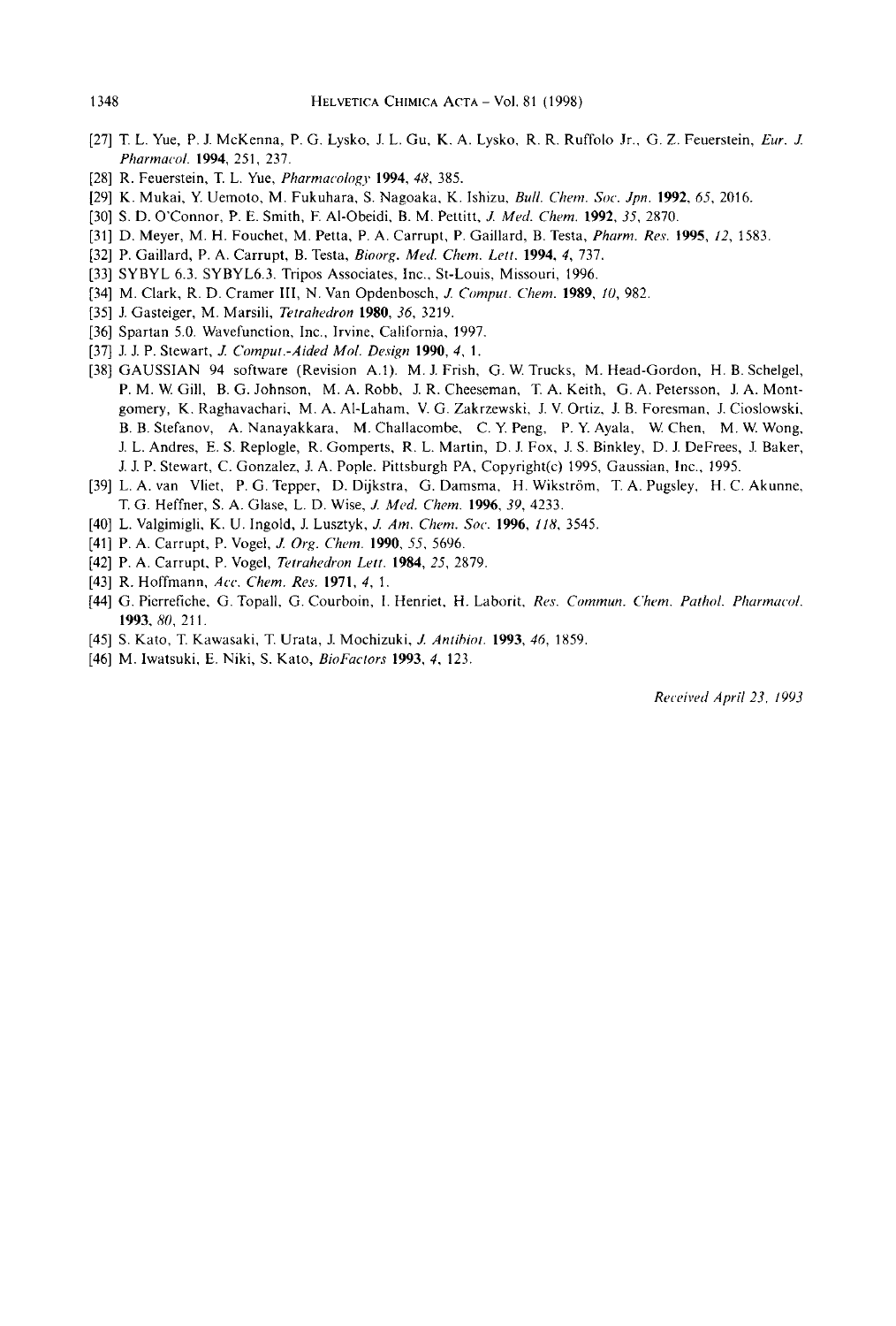[27] T. L. Yue, P. J. McKenna, P. G. Lysko, J. L. Gu, K. A. Lysko, R. R. Ruffolo Jr., G. Z. Feuerstein, *Eur. J. Pharmacol.* **1994**, 251, 237.

[28] R. Feuerstein, T. L. Yue, *Pharmacology* **1994**, *48*, 385.

[29] K. Mukai, Y. Uemoto, M. Fukuhara, S. Nagoaka, K. Ishizu, *Bull. Chem. Soc. Jpn.* **1992**, *65*, 2016.

[30] S. D. O'Connor, P. E. Smith, F. Al-Obeidi, B. M. Pettitt, *J. Med. Chem.* **1992**, *35*, 2870.

[31] D. Meyer, M. H. Fouchet, M. Petta, P. A. Carrupt, P. Gaillard, B. Testa, *Pharm. Res.* **1995**, *12*, 1583.

[32] P. Gaillard, P. A. Carrupt, B. Testa, *Bioorg. Med. Chem. Lett.* **1994**, *4*, 737.

[33] SYBYL 6.3. SYBYL6.3. Tripos Associates, Inc., St-Louis, Missouri, 1996.

[34] M. Clark, R. D. Cramer III, N. Van Opdenbosch, *J. Comput. Chem.* **1989**, *10*, 982.

[35] J. Gasteiger, M. Marsili, *Tetrahedron* **1980**, *36*, 3219.

[36] Spartan 5.0. Wavefunction, Inc., Irvine, California, 1997.

[37] J. J. P. Stewart, *J. Comput.-Aided Mol. Design* **1990**, *4*, 1.

[38] GAUSSIAN 94 software (Revision A.1). M. J. Frish, G. W. Trucks, M. Head-Gordon, H. B. Schelgel, P. M. W. Gill, B. G. Johnson, M. A. Robb, J. R. Cheeseman, T. A. Keith, G. A. Petersson, J. A. Montgomery, K. Raghavachari, M. A. Al-Laham, V. G. Zakrzewski, J. V. Ortiz, J. B. Foresman, J. Cioslowski, B. B. Stefanov, A. Nanayakkara, M. Challacombe, C. Y. Peng, P. Y. Ayala, W. Chen, M. W. Wong, J. L. Andres, E. S. Replogle, R. Gomperts, R. L. Martin, D. J. Fox, J. S. Binkley, D. J. DeFrees, J. Baker, J. J. P. Stewart, C. Gonzalez, J. A. Pople. Pittsburgh PA, Copyright(c) 1995, Gaussian, Inc., 1995.

[39] L. A. van Vliet, P. G. Tepper, D. Dijkstra, G. Damsma, H. Wikström, T. A. Pugsley, H. C. Akunne, T. G. Heffner, S. A. Glase, L. D. Wise, *J. Med. Chem.* **1996**, *39*, 4233.

[40] L. Valgimigli, K. U. Ingold, J. Lusztyk, *J. Am. Chem. Soc.* **1996**, *118*, 3545.

[41] P. A. Carrupt, P. Vogel, *J. Org. Chem.* **1990**, *55*, 5696.

[42] P. A. Carrupt, P. Vogel, *Tetrahedron Lett.* **1984**, *25*, 2879.

[43] R. Hoffmann, *Acc. Chem. Res.* **1971**, *4*, 1.

[44] G. Pierrefiche, G. Topall, G. Courboin, I. Henriet, H. Laborit, *Res. Commun. Chem. Pathol. Pharmacol.* **1993**, *80*, 211.

[45] S. Kato, T. Kawasaki, T. Urata, J. Mochizuki, *J. Antibiot.* **1993**, *46*, 1859.

[46] M. Iwatsuki, E. Niki, S. Kato, *BioFactors* **1993**, *4*, 123.

*Received April 23, 1993*